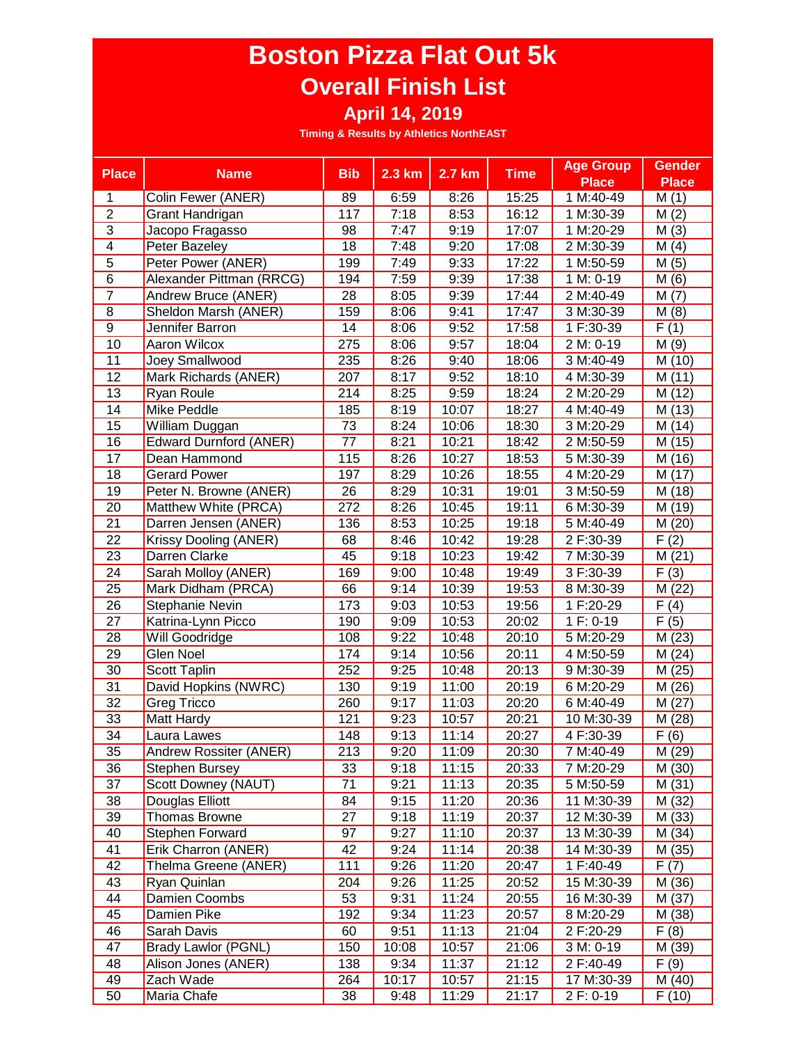# Boston Pizza Flat Out 5k

## Overall Finish List

### April 14, 2019

Timing & Results by Athletics NorthEAST

| Place | Name | Bib | 2.3 km | 2.7 km | Time | Age Group Place | Gender Place |
|---|---|---|---|---|---|---|---|
| 1 | Colin Fewer (ANER) | 89 | 6:59 | 8:26 | 15:25 | 1 M:40-49 | M (1) |
| 2 | Grant Handrigan | 117 | 7:18 | 8:53 | 16:12 | 1 M:30-39 | M (2) |
| 3 | Jacopo Fragasso | 98 | 7:47 | 9:19 | 17:07 | 1 M:20-29 | M (3) |
| 4 | Peter Bazeley | 18 | 7:48 | 9:20 | 17:08 | 2 M:30-39 | M (4) |
| 5 | Peter Power (ANER) | 199 | 7:49 | 9:33 | 17:22 | 1 M:50-59 | M (5) |
| 6 | Alexander Pittman (RRCG) | 194 | 7:59 | 9:39 | 17:38 | 1 M: 0-19 | M (6) |
| 7 | Andrew Bruce (ANER) | 28 | 8:05 | 9:39 | 17:44 | 2 M:40-49 | M (7) |
| 8 | Sheldon Marsh (ANER) | 159 | 8:06 | 9:41 | 17:47 | 3 M:30-39 | M (8) |
| 9 | Jennifer Barron | 14 | 8:06 | 9:52 | 17:58 | 1 F:30-39 | F (1) |
| 10 | Aaron Wilcox | 275 | 8:06 | 9:57 | 18:04 | 2 M: 0-19 | M (9) |
| 11 | Joey Smallwood | 235 | 8:26 | 9:40 | 18:06 | 3 M:40-49 | M (10) |
| 12 | Mark Richards (ANER) | 207 | 8:17 | 9:52 | 18:10 | 4 M:30-39 | M (11) |
| 13 | Ryan Roule | 214 | 8:25 | 9:59 | 18:24 | 2 M:20-29 | M (12) |
| 14 | Mike Peddle | 185 | 8:19 | 10:07 | 18:27 | 4 M:40-49 | M (13) |
| 15 | William Duggan | 73 | 8:24 | 10:06 | 18:30 | 3 M:20-29 | M (14) |
| 16 | Edward Durnford (ANER) | 77 | 8:21 | 10:21 | 18:42 | 2 M:50-59 | M (15) |
| 17 | Dean Hammond | 115 | 8:26 | 10:27 | 18:53 | 5 M:30-39 | M (16) |
| 18 | Gerard Power | 197 | 8:29 | 10:26 | 18:55 | 4 M:20-29 | M (17) |
| 19 | Peter N. Browne (ANER) | 26 | 8:29 | 10:31 | 19:01 | 3 M:50-59 | M (18) |
| 20 | Matthew White (PRCA) | 272 | 8:26 | 10:45 | 19:11 | 6 M:30-39 | M (19) |
| 21 | Darren Jensen (ANER) | 136 | 8:53 | 10:25 | 19:18 | 5 M:40-49 | M (20) |
| 22 | Krissy Dooling (ANER) | 68 | 8:46 | 10:42 | 19:28 | 2 F:30-39 | F (2) |
| 23 | Darren Clarke | 45 | 9:18 | 10:23 | 19:42 | 7 M:30-39 | M (21) |
| 24 | Sarah Molloy (ANER) | 169 | 9:00 | 10:48 | 19:49 | 3 F:30-39 | F (3) |
| 25 | Mark Didham (PRCA) | 66 | 9:14 | 10:39 | 19:53 | 8 M:30-39 | M (22) |
| 26 | Stephanie Nevin | 173 | 9:03 | 10:53 | 19:56 | 1 F:20-29 | F (4) |
| 27 | Katrina-Lynn Picco | 190 | 9:09 | 10:53 | 20:02 | 1 F: 0-19 | F (5) |
| 28 | Will Goodridge | 108 | 9:22 | 10:48 | 20:10 | 5 M:20-29 | M (23) |
| 29 | Glen Noel | 174 | 9:14 | 10:56 | 20:11 | 4 M:50-59 | M (24) |
| 30 | Scott Taplin | 252 | 9:25 | 10:48 | 20:13 | 9 M:30-39 | M (25) |
| 31 | David Hopkins (NWRC) | 130 | 9:19 | 11:00 | 20:19 | 6 M:20-29 | M (26) |
| 32 | Greg Tricco | 260 | 9:17 | 11:03 | 20:20 | 6 M:40-49 | M (27) |
| 33 | Matt Hardy | 121 | 9:23 | 10:57 | 20:21 | 10 M:30-39 | M (28) |
| 34 | Laura Lawes | 148 | 9:13 | 11:14 | 20:27 | 4 F:30-39 | F (6) |
| 35 | Andrew Rossiter (ANER) | 213 | 9:20 | 11:09 | 20:30 | 7 M:40-49 | M (29) |
| 36 | Stephen Bursey | 33 | 9:18 | 11:15 | 20:33 | 7 M:20-29 | M (30) |
| 37 | Scott Downey (NAUT) | 71 | 9:21 | 11:13 | 20:35 | 5 M:50-59 | M (31) |
| 38 | Douglas Elliott | 84 | 9:15 | 11:20 | 20:36 | 11 M:30-39 | M (32) |
| 39 | Thomas Browne | 27 | 9:18 | 11:19 | 20:37 | 12 M:30-39 | M (33) |
| 40 | Stephen Forward | 97 | 9:27 | 11:10 | 20:37 | 13 M:30-39 | M (34) |
| 41 | Erik Charron (ANER) | 42 | 9:24 | 11:14 | 20:38 | 14 M:30-39 | M (35) |
| 42 | Thelma Greene (ANER) | 111 | 9:26 | 11:20 | 20:47 | 1 F:40-49 | F (7) |
| 43 | Ryan Quinlan | 204 | 9:26 | 11:25 | 20:52 | 15 M:30-39 | M (36) |
| 44 | Damien Coombs | 53 | 9:31 | 11:24 | 20:55 | 16 M:30-39 | M (37) |
| 45 | Damien Pike | 192 | 9:34 | 11:23 | 20:57 | 8 M:20-29 | M (38) |
| 46 | Sarah Davis | 60 | 9:51 | 11:13 | 21:04 | 2 F:20-29 | F (8) |
| 47 | Brady Lawlor (PGNL) | 150 | 10:08 | 10:57 | 21:06 | 3 M: 0-19 | M (39) |
| 48 | Alison Jones (ANER) | 138 | 9:34 | 11:37 | 21:12 | 2 F:40-49 | F (9) |
| 49 | Zach Wade | 264 | 10:17 | 10:57 | 21:15 | 17 M:30-39 | M (40) |
| 50 | Maria Chafe | 38 | 9:48 | 11:29 | 21:17 | 2 F: 0-19 | F (10) |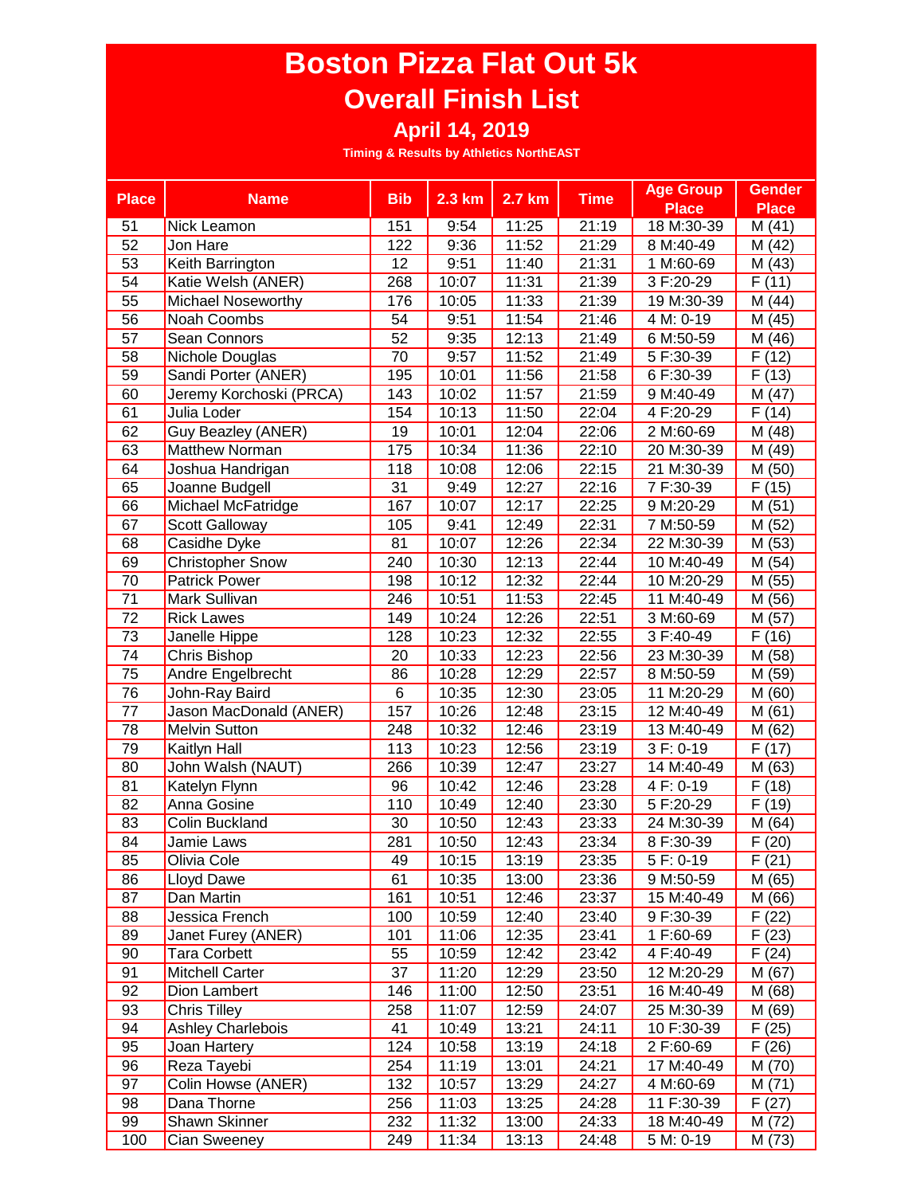# Boston Pizza Flat Out 5k

## Overall Finish List

### April 14, 2019

**Timing & Results by Athletics NorthEAST**

| Place | Name | Bib | 2.3 km | 2.7 km | Time | Age Group Place | Gender Place |
|---|---|---|---|---|---|---|---|
| 51 | Nick Leamon | 151 | 9:54 | 11:25 | 21:19 | 18 M:30-39 | M (41) |
| 52 | Jon Hare | 122 | 9:36 | 11:52 | 21:29 | 8 M:40-49 | M (42) |
| 53 | Keith Barrington | 12 | 9:51 | 11:40 | 21:31 | 1 M:60-69 | M (43) |
| 54 | Katie Welsh (ANER) | 268 | 10:07 | 11:31 | 21:39 | 3 F:20-29 | F (11) |
| 55 | Michael Noseworthy | 176 | 10:05 | 11:33 | 21:39 | 19 M:30-39 | M (44) |
| 56 | Noah Coombs | 54 | 9:51 | 11:54 | 21:46 | 4 M: 0-19 | M (45) |
| 57 | Sean Connors | 52 | 9:35 | 12:13 | 21:49 | 6 M:50-59 | M (46) |
| 58 | Nichole Douglas | 70 | 9:57 | 11:52 | 21:49 | 5 F:30-39 | F (12) |
| 59 | Sandi Porter (ANER) | 195 | 10:01 | 11:56 | 21:58 | 6 F:30-39 | F (13) |
| 60 | Jeremy Korchoski (PRCA) | 143 | 10:02 | 11:57 | 21:59 | 9 M:40-49 | M (47) |
| 61 | Julia Loder | 154 | 10:13 | 11:50 | 22:04 | 4 F:20-29 | F (14) |
| 62 | Guy Beazley (ANER) | 19 | 10:01 | 12:04 | 22:06 | 2 M:60-69 | M (48) |
| 63 | Matthew Norman | 175 | 10:34 | 11:36 | 22:10 | 20 M:30-39 | M (49) |
| 64 | Joshua Handrigan | 118 | 10:08 | 12:06 | 22:15 | 21 M:30-39 | M (50) |
| 65 | Joanne Budgell | 31 | 9:49 | 12:27 | 22:16 | 7 F:30-39 | F (15) |
| 66 | Michael McFatridge | 167 | 10:07 | 12:17 | 22:25 | 9 M:20-29 | M (51) |
| 67 | Scott Galloway | 105 | 9:41 | 12:49 | 22:31 | 7 M:50-59 | M (52) |
| 68 | Casidhe Dyke | 81 | 10:07 | 12:26 | 22:34 | 22 M:30-39 | M (53) |
| 69 | Christopher Snow | 240 | 10:30 | 12:13 | 22:44 | 10 M:40-49 | M (54) |
| 70 | Patrick Power | 198 | 10:12 | 12:32 | 22:44 | 10 M:20-29 | M (55) |
| 71 | Mark Sullivan | 246 | 10:51 | 11:53 | 22:45 | 11 M:40-49 | M (56) |
| 72 | Rick Lawes | 149 | 10:24 | 12:26 | 22:51 | 3 M:60-69 | M (57) |
| 73 | Janelle Hippe | 128 | 10:23 | 12:32 | 22:55 | 3 F:40-49 | F (16) |
| 74 | Chris Bishop | 20 | 10:33 | 12:23 | 22:56 | 23 M:30-39 | M (58) |
| 75 | Andre Engelbrecht | 86 | 10:28 | 12:29 | 22:57 | 8 M:50-59 | M (59) |
| 76 | John-Ray Baird | 6 | 10:35 | 12:30 | 23:05 | 11 M:20-29 | M (60) |
| 77 | Jason MacDonald (ANER) | 157 | 10:26 | 12:48 | 23:15 | 12 M:40-49 | M (61) |
| 78 | Melvin Sutton | 248 | 10:32 | 12:46 | 23:19 | 13 M:40-49 | M (62) |
| 79 | Kaitlyn Hall | 113 | 10:23 | 12:56 | 23:19 | 3 F: 0-19 | F (17) |
| 80 | John Walsh (NAUT) | 266 | 10:39 | 12:47 | 23:27 | 14 M:40-49 | M (63) |
| 81 | Katelyn Flynn | 96 | 10:42 | 12:46 | 23:28 | 4 F: 0-19 | F (18) |
| 82 | Anna Gosine | 110 | 10:49 | 12:40 | 23:30 | 5 F:20-29 | F (19) |
| 83 | Colin Buckland | 30 | 10:50 | 12:43 | 23:33 | 24 M:30-39 | M (64) |
| 84 | Jamie Laws | 281 | 10:50 | 12:43 | 23:34 | 8 F:30-39 | F (20) |
| 85 | Olivia Cole | 49 | 10:15 | 13:19 | 23:35 | 5 F: 0-19 | F (21) |
| 86 | Lloyd Dawe | 61 | 10:35 | 13:00 | 23:36 | 9 M:50-59 | M (65) |
| 87 | Dan Martin | 161 | 10:51 | 12:46 | 23:37 | 15 M:40-49 | M (66) |
| 88 | Jessica French | 100 | 10:59 | 12:40 | 23:40 | 9 F:30-39 | F (22) |
| 89 | Janet Furey (ANER) | 101 | 11:06 | 12:35 | 23:41 | 1 F:60-69 | F (23) |
| 90 | Tara Corbett | 55 | 10:59 | 12:42 | 23:42 | 4 F:40-49 | F (24) |
| 91 | Mitchell Carter | 37 | 11:20 | 12:29 | 23:50 | 12 M:20-29 | M (67) |
| 92 | Dion Lambert | 146 | 11:00 | 12:50 | 23:51 | 16 M:40-49 | M (68) |
| 93 | Chris Tilley | 258 | 11:07 | 12:59 | 24:07 | 25 M:30-39 | M (69) |
| 94 | Ashley Charlebois | 41 | 10:49 | 13:21 | 24:11 | 10 F:30-39 | F (25) |
| 95 | Joan Hartery | 124 | 10:58 | 13:19 | 24:18 | 2 F:60-69 | F (26) |
| 96 | Reza Tayebi | 254 | 11:19 | 13:01 | 24:21 | 17 M:40-49 | M (70) |
| 97 | Colin Howse (ANER) | 132 | 10:57 | 13:29 | 24:27 | 4 M:60-69 | M (71) |
| 98 | Dana Thorne | 256 | 11:03 | 13:25 | 24:28 | 11 F:30-39 | F (27) |
| 99 | Shawn Skinner | 232 | 11:32 | 13:00 | 24:33 | 18 M:40-49 | M (72) |
| 100 | Cian Sweeney | 249 | 11:34 | 13:13 | 24:48 | 5 M: 0-19 | M (73) |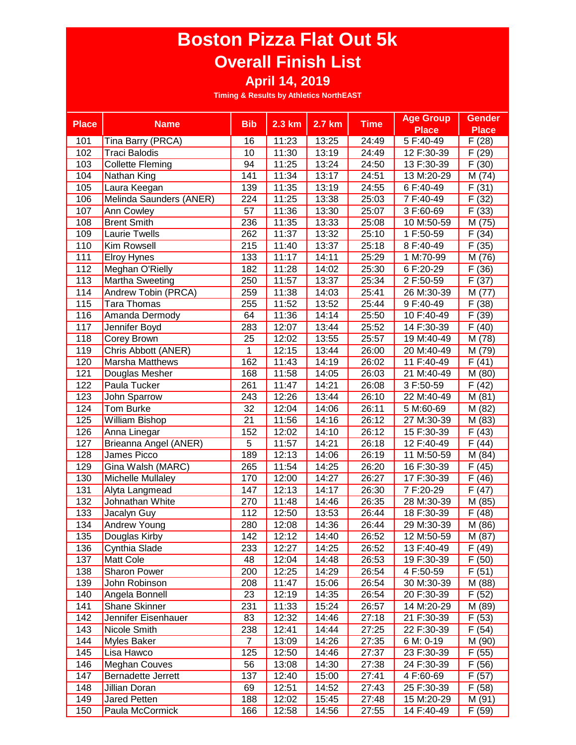# Boston Pizza Flat Out 5k

## Overall Finish List

### April 14, 2019

**Timing & Results by Athletics NorthEAST**

| Place | Name | Bib | 2.3 km | 2.7 km | Time | Age Group Place | Gender Place |
|---|---|---|---|---|---|---|---|
| 101 | Tina Barry (PRCA) | 16 | 11:23 | 13:25 | 24:49 | 5 F:40-49 | F (28) |
| 102 | Traci Balodis | 10 | 11:30 | 13:19 | 24:49 | 12 F:30-39 | F (29) |
| 103 | Collette Fleming | 94 | 11:25 | 13:24 | 24:50 | 13 F:30-39 | F (30) |
| 104 | Nathan King | 141 | 11:34 | 13:17 | 24:51 | 13 M:20-29 | M (74) |
| 105 | Laura Keegan | 139 | 11:35 | 13:19 | 24:55 | 6 F:40-49 | F (31) |
| 106 | Melinda Saunders (ANER) | 224 | 11:25 | 13:38 | 25:03 | 7 F:40-49 | F (32) |
| 107 | Ann Cowley | 57 | 11:36 | 13:30 | 25:07 | 3 F:60-69 | F (33) |
| 108 | Brent Smith | 236 | 11:35 | 13:33 | 25:08 | 10 M:50-59 | M (75) |
| 109 | Laurie Twells | 262 | 11:37 | 13:32 | 25:10 | 1 F:50-59 | F (34) |
| 110 | Kim Rowsell | 215 | 11:40 | 13:37 | 25:18 | 8 F:40-49 | F (35) |
| 111 | Elroy Hynes | 133 | 11:17 | 14:11 | 25:29 | 1 M:70-99 | M (76) |
| 112 | Meghan O'Rielly | 182 | 11:28 | 14:02 | 25:30 | 6 F:20-29 | F (36) |
| 113 | Martha Sweeting | 250 | 11:57 | 13:37 | 25:34 | 2 F:50-59 | F (37) |
| 114 | Andrew Tobin (PRCA) | 259 | 11:38 | 14:03 | 25:41 | 26 M:30-39 | M (77) |
| 115 | Tara Thomas | 255 | 11:52 | 13:52 | 25:44 | 9 F:40-49 | F (38) |
| 116 | Amanda Dermody | 64 | 11:36 | 14:14 | 25:50 | 10 F:40-49 | F (39) |
| 117 | Jennifer Boyd | 283 | 12:07 | 13:44 | 25:52 | 14 F:30-39 | F (40) |
| 118 | Corey Brown | 25 | 12:02 | 13:55 | 25:57 | 19 M:40-49 | M (78) |
| 119 | Chris Abbott (ANER) | 1 | 12:15 | 13:44 | 26:00 | 20 M:40-49 | M (79) |
| 120 | Marsha Matthews | 162 | 11:43 | 14:19 | 26:02 | 11 F:40-49 | F (41) |
| 121 | Douglas Mesher | 168 | 11:58 | 14:05 | 26:03 | 21 M:40-49 | M (80) |
| 122 | Paula Tucker | 261 | 11:47 | 14:21 | 26:08 | 3 F:50-59 | F (42) |
| 123 | John Sparrow | 243 | 12:26 | 13:44 | 26:10 | 22 M:40-49 | M (81) |
| 124 | Tom Burke | 32 | 12:04 | 14:06 | 26:11 | 5 M:60-69 | M (82) |
| 125 | William Bishop | 21 | 11:56 | 14:16 | 26:12 | 27 M:30-39 | M (83) |
| 126 | Anna Linegar | 152 | 12:02 | 14:10 | 26:12 | 15 F:30-39 | F (43) |
| 127 | Brieanna Angel (ANER) | 5 | 11:57 | 14:21 | 26:18 | 12 F:40-49 | F (44) |
| 128 | James Picco | 189 | 12:13 | 14:06 | 26:19 | 11 M:50-59 | M (84) |
| 129 | Gina Walsh (MARC) | 265 | 11:54 | 14:25 | 26:20 | 16 F:30-39 | F (45) |
| 130 | Michelle Mullaley | 170 | 12:00 | 14:27 | 26:27 | 17 F:30-39 | F (46) |
| 131 | Alyta Langmead | 147 | 12:13 | 14:17 | 26:30 | 7 F:20-29 | F (47) |
| 132 | Johnathan White | 270 | 11:48 | 14:46 | 26:35 | 28 M:30-39 | M (85) |
| 133 | Jacalyn Guy | 112 | 12:50 | 13:53 | 26:44 | 18 F:30-39 | F (48) |
| 134 | Andrew Young | 280 | 12:08 | 14:36 | 26:44 | 29 M:30-39 | M (86) |
| 135 | Douglas Kirby | 142 | 12:12 | 14:40 | 26:52 | 12 M:50-59 | M (87) |
| 136 | Cynthia Slade | 233 | 12:27 | 14:25 | 26:52 | 13 F:40-49 | F (49) |
| 137 | Matt Cole | 48 | 12:04 | 14:48 | 26:53 | 19 F:30-39 | F (50) |
| 138 | Sharon Power | 200 | 12:25 | 14:29 | 26:54 | 4 F:50-59 | F (51) |
| 139 | John Robinson | 208 | 11:47 | 15:06 | 26:54 | 30 M:30-39 | M (88) |
| 140 | Angela Bonnell | 23 | 12:19 | 14:35 | 26:54 | 20 F:30-39 | F (52) |
| 141 | Shane Skinner | 231 | 11:33 | 15:24 | 26:57 | 14 M:20-29 | M (89) |
| 142 | Jennifer Eisenhauer | 83 | 12:32 | 14:46 | 27:18 | 21 F:30-39 | F (53) |
| 143 | Nicole Smith | 238 | 12:41 | 14:44 | 27:25 | 22 F:30-39 | F (54) |
| 144 | Myles Baker | 7 | 13:09 | 14:26 | 27:35 | 6 M: 0-19 | M (90) |
| 145 | Lisa Hawco | 125 | 12:50 | 14:46 | 27:37 | 23 F:30-39 | F (55) |
| 146 | Meghan Couves | 56 | 13:08 | 14:30 | 27:38 | 24 F:30-39 | F (56) |
| 147 | Bernadette Jerrett | 137 | 12:40 | 15:00 | 27:41 | 4 F:60-69 | F (57) |
| 148 | Jillian Doran | 69 | 12:51 | 14:52 | 27:43 | 25 F:30-39 | F (58) |
| 149 | Jared Petten | 188 | 12:02 | 15:45 | 27:48 | 15 M:20-29 | M (91) |
| 150 | Paula McCormick | 166 | 12:58 | 14:56 | 27:55 | 14 F:40-49 | F (59) |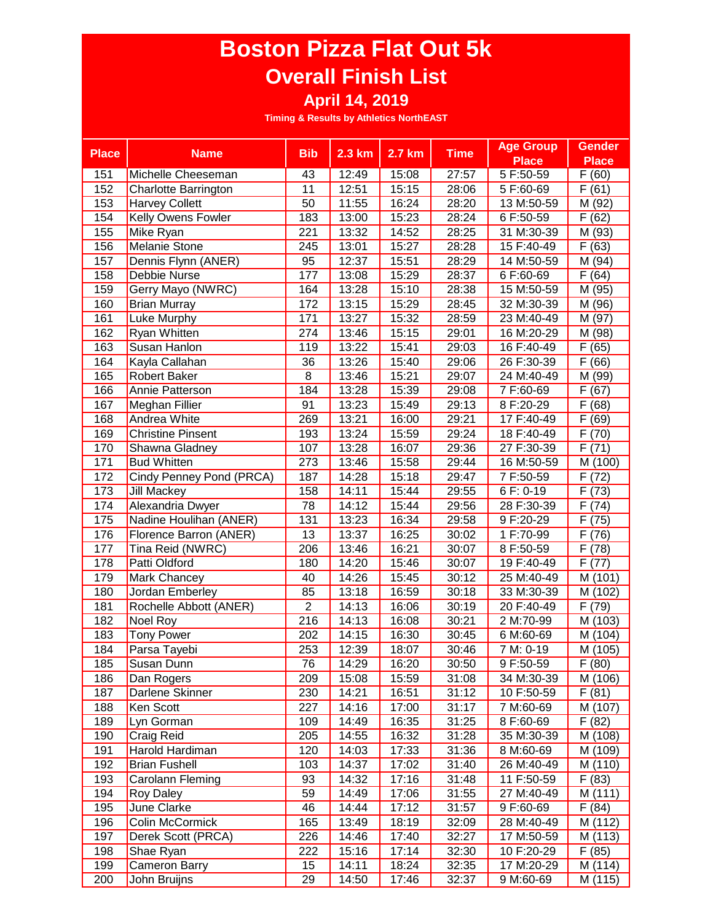# Boston Pizza Flat Out 5k

## Overall Finish List

### April 14, 2019

**Timing & Results by Athletics NorthEAST**

| Place | Name | Bib | 2.3 km | 2.7 km | Time | Age Group Place | Gender Place |
|---|---|---|---|---|---|---|---|
| 151 | Michelle Cheeseman | 43 | 12:49 | 15:08 | 27:57 | 5 F:50-59 | F (60) |
| 152 | Charlotte Barrington | 11 | 12:51 | 15:15 | 28:06 | 5 F:60-69 | F (61) |
| 153 | Harvey Collett | 50 | 11:55 | 16:24 | 28:20 | 13 M:50-59 | M (92) |
| 154 | Kelly Owens Fowler | 183 | 13:00 | 15:23 | 28:24 | 6 F:50-59 | F (62) |
| 155 | Mike Ryan | 221 | 13:32 | 14:52 | 28:25 | 31 M:30-39 | M (93) |
| 156 | Melanie Stone | 245 | 13:01 | 15:27 | 28:28 | 15 F:40-49 | F (63) |
| 157 | Dennis Flynn (ANER) | 95 | 12:37 | 15:51 | 28:29 | 14 M:50-59 | M (94) |
| 158 | Debbie Nurse | 177 | 13:08 | 15:29 | 28:37 | 6 F:60-69 | F (64) |
| 159 | Gerry Mayo (NWRC) | 164 | 13:28 | 15:10 | 28:38 | 15 M:50-59 | M (95) |
| 160 | Brian Murray | 172 | 13:15 | 15:29 | 28:45 | 32 M:30-39 | M (96) |
| 161 | Luke Murphy | 171 | 13:27 | 15:32 | 28:59 | 23 M:40-49 | M (97) |
| 162 | Ryan Whitten | 274 | 13:46 | 15:15 | 29:01 | 16 M:20-29 | M (98) |
| 163 | Susan Hanlon | 119 | 13:22 | 15:41 | 29:03 | 16 F:40-49 | F (65) |
| 164 | Kayla Callahan | 36 | 13:26 | 15:40 | 29:06 | 26 F:30-39 | F (66) |
| 165 | Robert Baker | 8 | 13:46 | 15:21 | 29:07 | 24 M:40-49 | M (99) |
| 166 | Annie Patterson | 184 | 13:28 | 15:39 | 29:08 | 7 F:60-69 | F (67) |
| 167 | Meghan Fillier | 91 | 13:23 | 15:49 | 29:13 | 8 F:20-29 | F (68) |
| 168 | Andrea White | 269 | 13:21 | 16:00 | 29:21 | 17 F:40-49 | F (69) |
| 169 | Christine Pinsent | 193 | 13:24 | 15:59 | 29:24 | 18 F:40-49 | F (70) |
| 170 | Shawna Gladney | 107 | 13:28 | 16:07 | 29:36 | 27 F:30-39 | F (71) |
| 171 | Bud Whitten | 273 | 13:46 | 15:58 | 29:44 | 16 M:50-59 | M (100) |
| 172 | Cindy Penney Pond (PRCA) | 187 | 14:28 | 15:18 | 29:47 | 7 F:50-59 | F (72) |
| 173 | Jill Mackey | 158 | 14:11 | 15:44 | 29:55 | 6 F: 0-19 | F (73) |
| 174 | Alexandria Dwyer | 78 | 14:12 | 15:44 | 29:56 | 28 F:30-39 | F (74) |
| 175 | Nadine Houlihan (ANER) | 131 | 13:23 | 16:34 | 29:58 | 9 F:20-29 | F (75) |
| 176 | Florence Barron (ANER) | 13 | 13:37 | 16:25 | 30:02 | 1 F:70-99 | F (76) |
| 177 | Tina Reid (NWRC) | 206 | 13:46 | 16:21 | 30:07 | 8 F:50-59 | F (78) |
| 178 | Patti Oldford | 180 | 14:20 | 15:46 | 30:07 | 19 F:40-49 | F (77) |
| 179 | Mark Chancey | 40 | 14:26 | 15:45 | 30:12 | 25 M:40-49 | M (101) |
| 180 | Jordan Emberley | 85 | 13:18 | 16:59 | 30:18 | 33 M:30-39 | M (102) |
| 181 | Rochelle Abbott (ANER) | 2 | 14:13 | 16:06 | 30:19 | 20 F:40-49 | F (79) |
| 182 | Noel Roy | 216 | 14:13 | 16:08 | 30:21 | 2 M:70-99 | M (103) |
| 183 | Tony Power | 202 | 14:15 | 16:30 | 30:45 | 6 M:60-69 | M (104) |
| 184 | Parsa Tayebi | 253 | 12:39 | 18:07 | 30:46 | 7 M: 0-19 | M (105) |
| 185 | Susan Dunn | 76 | 14:29 | 16:20 | 30:50 | 9 F:50-59 | F (80) |
| 186 | Dan Rogers | 209 | 15:08 | 15:59 | 31:08 | 34 M:30-39 | M (106) |
| 187 | Darlene Skinner | 230 | 14:21 | 16:51 | 31:12 | 10 F:50-59 | F (81) |
| 188 | Ken Scott | 227 | 14:16 | 17:00 | 31:17 | 7 M:60-69 | M (107) |
| 189 | Lyn Gorman | 109 | 14:49 | 16:35 | 31:25 | 8 F:60-69 | F (82) |
| 190 | Craig Reid | 205 | 14:55 | 16:32 | 31:28 | 35 M:30-39 | M (108) |
| 191 | Harold Hardiman | 120 | 14:03 | 17:33 | 31:36 | 8 M:60-69 | M (109) |
| 192 | Brian Fushell | 103 | 14:37 | 17:02 | 31:40 | 26 M:40-49 | M (110) |
| 193 | Carolann Fleming | 93 | 14:32 | 17:16 | 31:48 | 11 F:50-59 | F (83) |
| 194 | Roy Daley | 59 | 14:49 | 17:06 | 31:55 | 27 M:40-49 | M (111) |
| 195 | June Clarke | 46 | 14:44 | 17:12 | 31:57 | 9 F:60-69 | F (84) |
| 196 | Colin McCormick | 165 | 13:49 | 18:19 | 32:09 | 28 M:40-49 | M (112) |
| 197 | Derek Scott (PRCA) | 226 | 14:46 | 17:40 | 32:27 | 17 M:50-59 | M (113) |
| 198 | Shae Ryan | 222 | 15:16 | 17:14 | 32:30 | 10 F:20-29 | F (85) |
| 199 | Cameron Barry | 15 | 14:11 | 18:24 | 32:35 | 17 M:20-29 | M (114) |
| 200 | John Bruijns | 29 | 14:50 | 17:46 | 32:37 | 9 M:60-69 | M (115) |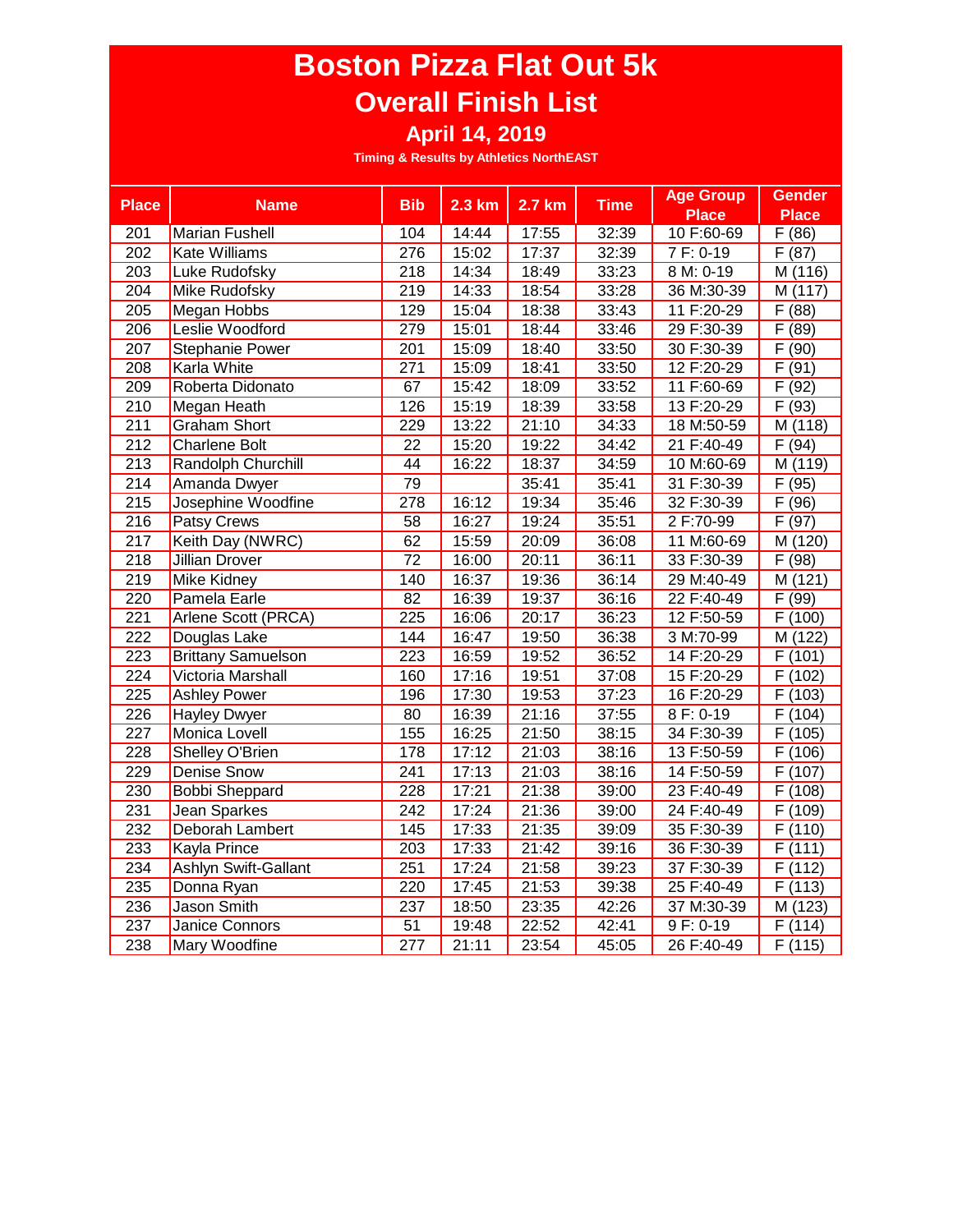# Boston Pizza Flat Out 5k

## Overall Finish List

### April 14, 2019

**Timing & Results by Athletics NorthEAST**

| Place | Name | Bib | 2.3 km | 2.7 km | Time | Age Group Place | Gender Place |
|---|---|---|---|---|---|---|---|
| 201 | Marian Fushell | 104 | 14:44 | 17:55 | 32:39 | 10 F:60-69 | F (86) |
| 202 | Kate Williams | 276 | 15:02 | 17:37 | 32:39 | 7 F: 0-19 | F (87) |
| 203 | Luke Rudofsky | 218 | 14:34 | 18:49 | 33:23 | 8 M: 0-19 | M (116) |
| 204 | Mike Rudofsky | 219 | 14:33 | 18:54 | 33:28 | 36 M:30-39 | M (117) |
| 205 | Megan Hobbs | 129 | 15:04 | 18:38 | 33:43 | 11 F:20-29 | F (88) |
| 206 | Leslie Woodford | 279 | 15:01 | 18:44 | 33:46 | 29 F:30-39 | F (89) |
| 207 | Stephanie Power | 201 | 15:09 | 18:40 | 33:50 | 30 F:30-39 | F (90) |
| 208 | Karla White | 271 | 15:09 | 18:41 | 33:50 | 12 F:20-29 | F (91) |
| 209 | Roberta Didonato | 67 | 15:42 | 18:09 | 33:52 | 11 F:60-69 | F (92) |
| 210 | Megan Heath | 126 | 15:19 | 18:39 | 33:58 | 13 F:20-29 | F (93) |
| 211 | Graham Short | 229 | 13:22 | 21:10 | 34:33 | 18 M:50-59 | M (118) |
| 212 | Charlene Bolt | 22 | 15:20 | 19:22 | 34:42 | 21 F:40-49 | F (94) |
| 213 | Randolph Churchill | 44 | 16:22 | 18:37 | 34:59 | 10 M:60-69 | M (119) |
| 214 | Amanda Dwyer | 79 | | 35:41 | 35:41 | 31 F:30-39 | F (95) |
| 215 | Josephine Woodfine | 278 | 16:12 | 19:34 | 35:46 | 32 F:30-39 | F (96) |
| 216 | Patsy Crews | 58 | 16:27 | 19:24 | 35:51 | 2 F:70-99 | F (97) |
| 217 | Keith Day (NWRC) | 62 | 15:59 | 20:09 | 36:08 | 11 M:60-69 | M (120) |
| 218 | Jillian Drover | 72 | 16:00 | 20:11 | 36:11 | 33 F:30-39 | F (98) |
| 219 | Mike Kidney | 140 | 16:37 | 19:36 | 36:14 | 29 M:40-49 | M (121) |
| 220 | Pamela Earle | 82 | 16:39 | 19:37 | 36:16 | 22 F:40-49 | F (99) |
| 221 | Arlene Scott (PRCA) | 225 | 16:06 | 20:17 | 36:23 | 12 F:50-59 | F (100) |
| 222 | Douglas Lake | 144 | 16:47 | 19:50 | 36:38 | 3 M:70-99 | M (122) |
| 223 | Brittany Samuelson | 223 | 16:59 | 19:52 | 36:52 | 14 F:20-29 | F (101) |
| 224 | Victoria Marshall | 160 | 17:16 | 19:51 | 37:08 | 15 F:20-29 | F (102) |
| 225 | Ashley Power | 196 | 17:30 | 19:53 | 37:23 | 16 F:20-29 | F (103) |
| 226 | Hayley Dwyer | 80 | 16:39 | 21:16 | 37:55 | 8 F: 0-19 | F (104) |
| 227 | Monica Lovell | 155 | 16:25 | 21:50 | 38:15 | 34 F:30-39 | F (105) |
| 228 | Shelley O'Brien | 178 | 17:12 | 21:03 | 38:16 | 13 F:50-59 | F (106) |
| 229 | Denise Snow | 241 | 17:13 | 21:03 | 38:16 | 14 F:50-59 | F (107) |
| 230 | Bobbi Sheppard | 228 | 17:21 | 21:38 | 39:00 | 23 F:40-49 | F (108) |
| 231 | Jean Sparkes | 242 | 17:24 | 21:36 | 39:00 | 24 F:40-49 | F (109) |
| 232 | Deborah Lambert | 145 | 17:33 | 21:35 | 39:09 | 35 F:30-39 | F (110) |
| 233 | Kayla Prince | 203 | 17:33 | 21:42 | 39:16 | 36 F:30-39 | F (111) |
| 234 | Ashlyn Swift-Gallant | 251 | 17:24 | 21:58 | 39:23 | 37 F:30-39 | F (112) |
| 235 | Donna Ryan | 220 | 17:45 | 21:53 | 39:38 | 25 F:40-49 | F (113) |
| 236 | Jason Smith | 237 | 18:50 | 23:35 | 42:26 | 37 M:30-39 | M (123) |
| 237 | Janice Connors | 51 | 19:48 | 22:52 | 42:41 | 9 F: 0-19 | F (114) |
| 238 | Mary Woodfine | 277 | 21:11 | 23:54 | 45:05 | 26 F:40-49 | F (115) |